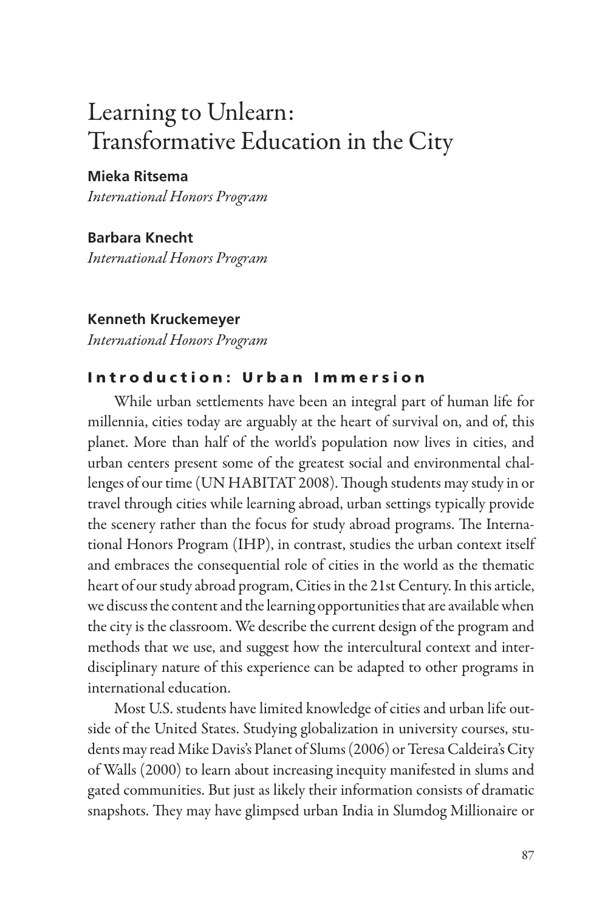# Learning to Unlearn: Transformative Education in the City

**Mieka Ritsema**
*International Honors Program*

**Barbara Knecht**
*International Honors Program*

**Kenneth Kruckemeyer**
*International Honors Program*

## Introduction: Urban Immersion

While urban settlements have been an integral part of human life for millennia, cities today are arguably at the heart of survival on, and of, this planet. More than half of the world's population now lives in cities, and urban centers present some of the greatest social and environmental challenges of our time (UN HABITAT 2008). Though students may study in or travel through cities while learning abroad, urban settings typically provide the scenery rather than the focus for study abroad programs. The International Honors Program (IHP), in contrast, studies the urban context itself and embraces the consequential role of cities in the world as the thematic heart of our study abroad program, Cities in the 21st Century. In this article, we discuss the content and the learning opportunities that are available when the city is the classroom. We describe the current design of the program and methods that we use, and suggest how the intercultural context and interdisciplinary nature of this experience can be adapted to other programs in international education.

Most U.S. students have limited knowledge of cities and urban life outside of the United States. Studying globalization in university courses, students may read Mike Davis's Planet of Slums (2006) or Teresa Caldeira's City of Walls (2000) to learn about increasing inequity manifested in slums and gated communities. But just as likely their information consists of dramatic snapshots. They may have glimpsed urban India in Slumdog Millionaire or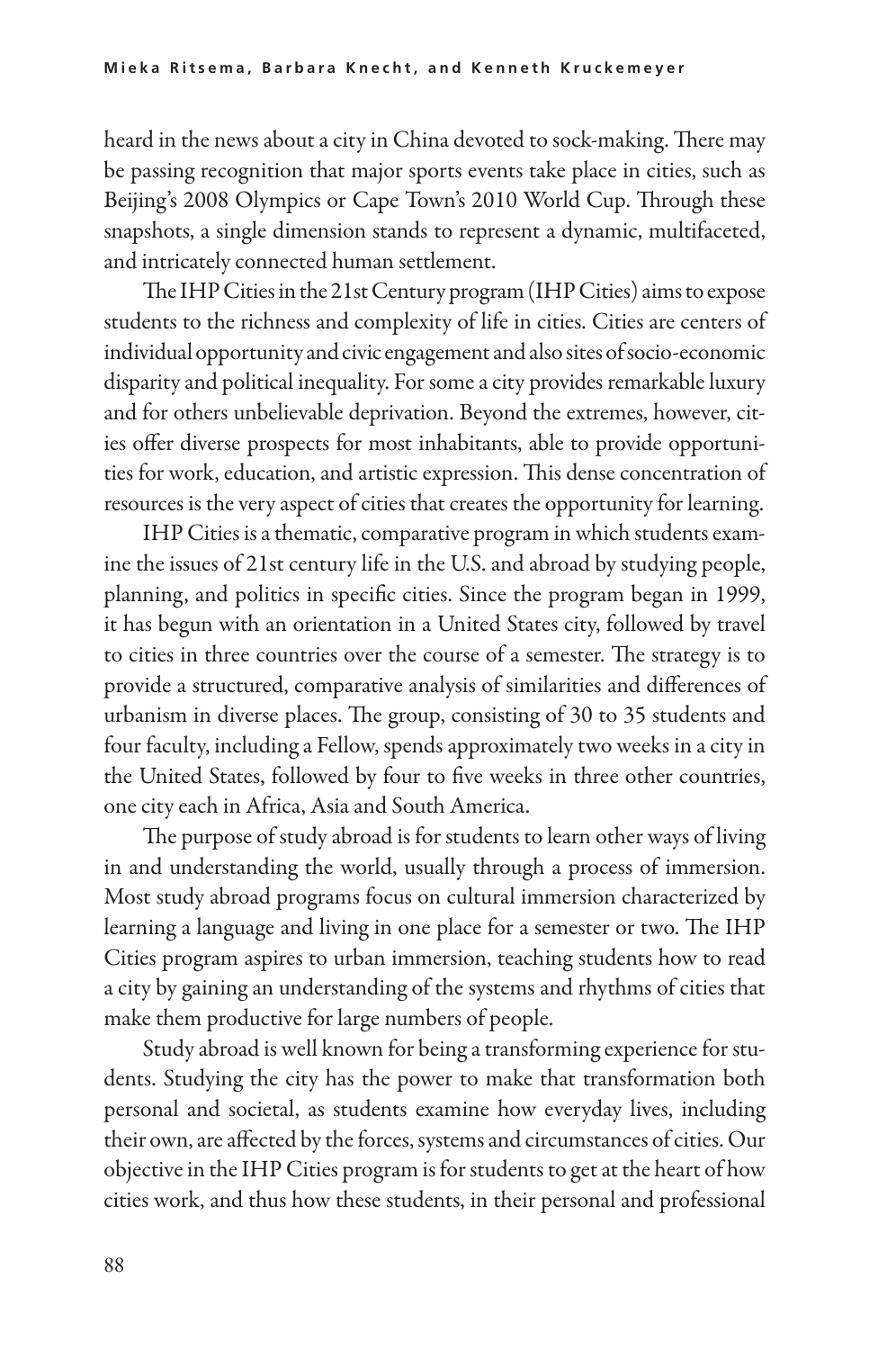heard in the news about a city in China devoted to sock-making. There may be passing recognition that major sports events take place in cities, such as Beijing's 2008 Olympics or Cape Town's 2010 World Cup. Through these snapshots, a single dimension stands to represent a dynamic, multifaceted, and intricately connected human settlement.

The IHP Cities in the 21st Century program (IHP Cities) aims to expose students to the richness and complexity of life in cities. Cities are centers of individual opportunity and civic engagement and also sites of socio-economic disparity and political inequality. For some a city provides remarkable luxury and for others unbelievable deprivation. Beyond the extremes, however, cities offer diverse prospects for most inhabitants, able to provide opportunities for work, education, and artistic expression. This dense concentration of resources is the very aspect of cities that creates the opportunity for learning.

IHP Cities is a thematic, comparative program in which students examine the issues of 21st century life in the U.S. and abroad by studying people, planning, and politics in specific cities. Since the program began in 1999, it has begun with an orientation in a United States city, followed by travel to cities in three countries over the course of a semester. The strategy is to provide a structured, comparative analysis of similarities and differences of urbanism in diverse places. The group, consisting of 30 to 35 students and four faculty, including a Fellow, spends approximately two weeks in a city in the United States, followed by four to five weeks in three other countries, one city each in Africa, Asia and South America.

The purpose of study abroad is for students to learn other ways of living in and understanding the world, usually through a process of immersion. Most study abroad programs focus on cultural immersion characterized by learning a language and living in one place for a semester or two. The IHP Cities program aspires to urban immersion, teaching students how to read a city by gaining an understanding of the systems and rhythms of cities that make them productive for large numbers of people.

Study abroad is well known for being a transforming experience for students. Studying the city has the power to make that transformation both personal and societal, as students examine how everyday lives, including their own, are affected by the forces, systems and circumstances of cities. Our objective in the IHP Cities program is for students to get at the heart of how cities work, and thus how these students, in their personal and professional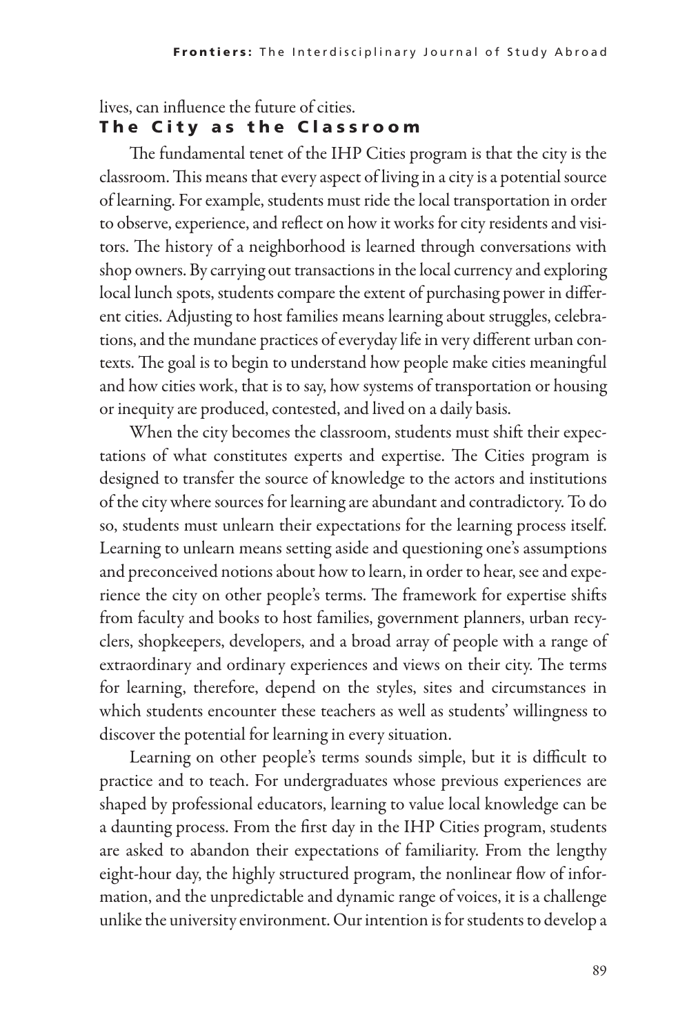lives, can influence the future of cities.

## The City as the Classroom

The fundamental tenet of the IHP Cities program is that the city is the classroom. This means that every aspect of living in a city is a potential source of learning. For example, students must ride the local transportation in order to observe, experience, and reflect on how it works for city residents and visitors. The history of a neighborhood is learned through conversations with shop owners. By carrying out transactions in the local currency and exploring local lunch spots, students compare the extent of purchasing power in different cities. Adjusting to host families means learning about struggles, celebrations, and the mundane practices of everyday life in very different urban contexts. The goal is to begin to understand how people make cities meaningful and how cities work, that is to say, how systems of transportation or housing or inequity are produced, contested, and lived on a daily basis.

When the city becomes the classroom, students must shift their expectations of what constitutes experts and expertise. The Cities program is designed to transfer the source of knowledge to the actors and institutions of the city where sources for learning are abundant and contradictory. To do so, students must unlearn their expectations for the learning process itself. Learning to unlearn means setting aside and questioning one's assumptions and preconceived notions about how to learn, in order to hear, see and experience the city on other people's terms. The framework for expertise shifts from faculty and books to host families, government planners, urban recyclers, shopkeepers, developers, and a broad array of people with a range of extraordinary and ordinary experiences and views on their city. The terms for learning, therefore, depend on the styles, sites and circumstances in which students encounter these teachers as well as students' willingness to discover the potential for learning in every situation.

Learning on other people's terms sounds simple, but it is difficult to practice and to teach. For undergraduates whose previous experiences are shaped by professional educators, learning to value local knowledge can be a daunting process. From the first day in the IHP Cities program, students are asked to abandon their expectations of familiarity. From the lengthy eight-hour day, the highly structured program, the nonlinear flow of information, and the unpredictable and dynamic range of voices, it is a challenge unlike the university environment. Our intention is for students to develop a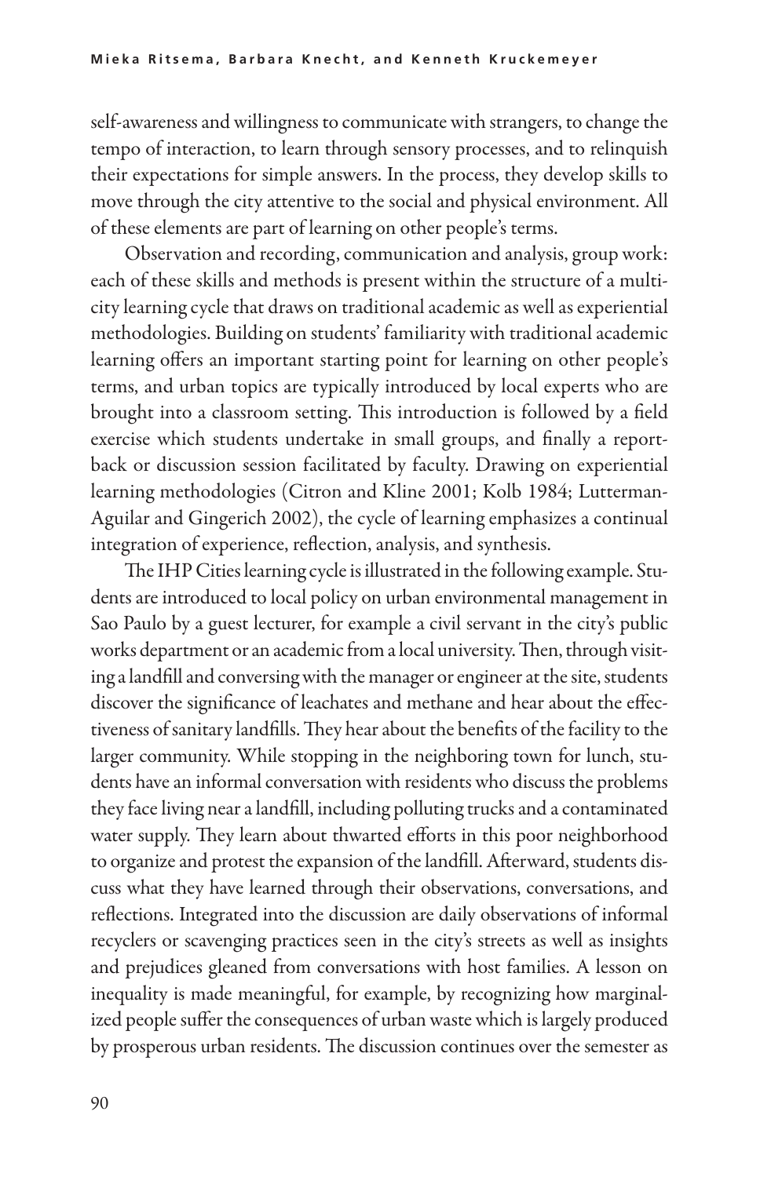self-awareness and willingness to communicate with strangers, to change the tempo of interaction, to learn through sensory processes, and to relinquish their expectations for simple answers. In the process, they develop skills to move through the city attentive to the social and physical environment. All of these elements are part of learning on other people's terms.

Observation and recording, communication and analysis, group work: each of these skills and methods is present within the structure of a multi-city learning cycle that draws on traditional academic as well as experiential methodologies. Building on students' familiarity with traditional academic learning offers an important starting point for learning on other people's terms, and urban topics are typically introduced by local experts who are brought into a classroom setting. This introduction is followed by a field exercise which students undertake in small groups, and finally a report-back or discussion session facilitated by faculty. Drawing on experiential learning methodologies (Citron and Kline 2001; Kolb 1984; Lutterman-Aguilar and Gingerich 2002), the cycle of learning emphasizes a continual integration of experience, reflection, analysis, and synthesis.

The IHP Cities learning cycle is illustrated in the following example. Students are introduced to local policy on urban environmental management in Sao Paulo by a guest lecturer, for example a civil servant in the city's public works department or an academic from a local university. Then, through visiting a landfill and conversing with the manager or engineer at the site, students discover the significance of leachates and methane and hear about the effectiveness of sanitary landfills. They hear about the benefits of the facility to the larger community. While stopping in the neighboring town for lunch, students have an informal conversation with residents who discuss the problems they face living near a landfill, including polluting trucks and a contaminated water supply. They learn about thwarted efforts in this poor neighborhood to organize and protest the expansion of the landfill. Afterward, students discuss what they have learned through their observations, conversations, and reflections. Integrated into the discussion are daily observations of informal recyclers or scavenging practices seen in the city's streets as well as insights and prejudices gleaned from conversations with host families. A lesson on inequality is made meaningful, for example, by recognizing how marginalized people suffer the consequences of urban waste which is largely produced by prosperous urban residents. The discussion continues over the semester as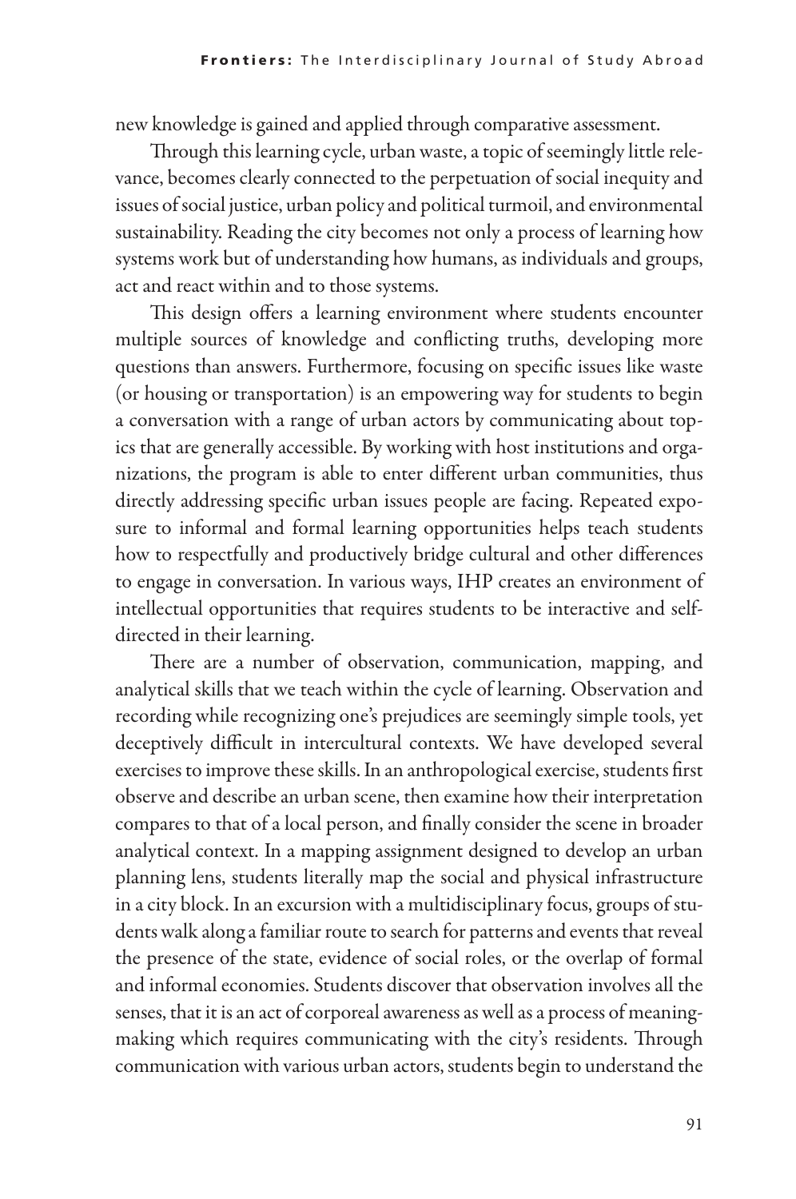new knowledge is gained and applied through comparative assessment.

Through this learning cycle, urban waste, a topic of seemingly little relevance, becomes clearly connected to the perpetuation of social inequity and issues of social justice, urban policy and political turmoil, and environmental sustainability. Reading the city becomes not only a process of learning how systems work but of understanding how humans, as individuals and groups, act and react within and to those systems.

This design offers a learning environment where students encounter multiple sources of knowledge and conflicting truths, developing more questions than answers. Furthermore, focusing on specific issues like waste (or housing or transportation) is an empowering way for students to begin a conversation with a range of urban actors by communicating about topics that are generally accessible. By working with host institutions and organizations, the program is able to enter different urban communities, thus directly addressing specific urban issues people are facing. Repeated exposure to informal and formal learning opportunities helps teach students how to respectfully and productively bridge cultural and other differences to engage in conversation. In various ways, IHP creates an environment of intellectual opportunities that requires students to be interactive and self-directed in their learning.

There are a number of observation, communication, mapping, and analytical skills that we teach within the cycle of learning. Observation and recording while recognizing one's prejudices are seemingly simple tools, yet deceptively difficult in intercultural contexts. We have developed several exercises to improve these skills. In an anthropological exercise, students first observe and describe an urban scene, then examine how their interpretation compares to that of a local person, and finally consider the scene in broader analytical context. In a mapping assignment designed to develop an urban planning lens, students literally map the social and physical infrastructure in a city block. In an excursion with a multidisciplinary focus, groups of students walk along a familiar route to search for patterns and events that reveal the presence of the state, evidence of social roles, or the overlap of formal and informal economies. Students discover that observation involves all the senses, that it is an act of corporeal awareness as well as a process of meaning-making which requires communicating with the city's residents. Through communication with various urban actors, students begin to understand the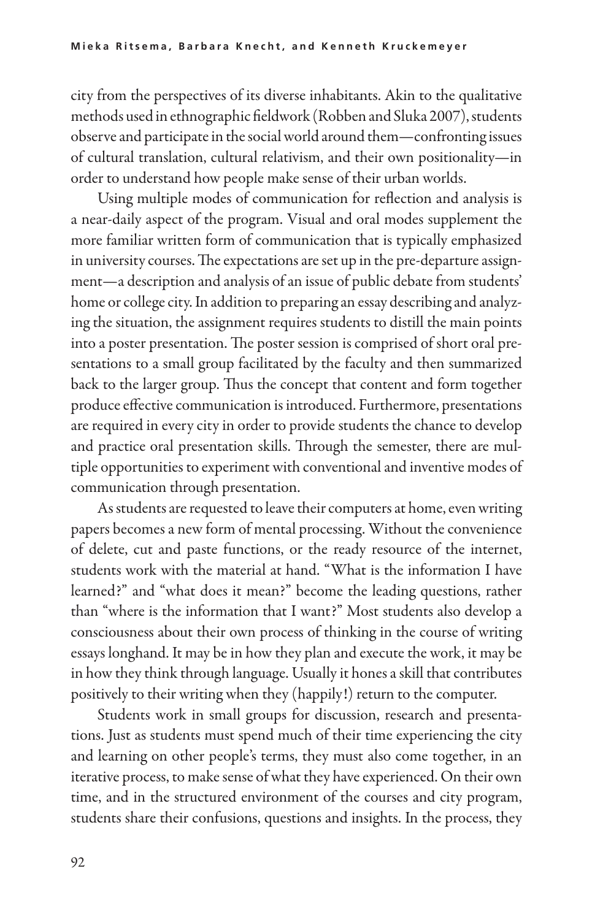city from the perspectives of its diverse inhabitants. Akin to the qualitative methods used in ethnographic fieldwork (Robben and Sluka 2007), students observe and participate in the social world around them—confronting issues of cultural translation, cultural relativism, and their own positionality—in order to understand how people make sense of their urban worlds.

Using multiple modes of communication for reflection and analysis is a near-daily aspect of the program. Visual and oral modes supplement the more familiar written form of communication that is typically emphasized in university courses. The expectations are set up in the pre-departure assignment—a description and analysis of an issue of public debate from students' home or college city. In addition to preparing an essay describing and analyzing the situation, the assignment requires students to distill the main points into a poster presentation. The poster session is comprised of short oral presentations to a small group facilitated by the faculty and then summarized back to the larger group. Thus the concept that content and form together produce effective communication is introduced. Furthermore, presentations are required in every city in order to provide students the chance to develop and practice oral presentation skills. Through the semester, there are multiple opportunities to experiment with conventional and inventive modes of communication through presentation.

As students are requested to leave their computers at home, even writing papers becomes a new form of mental processing. Without the convenience of delete, cut and paste functions, or the ready resource of the internet, students work with the material at hand. "What is the information I have learned?" and "what does it mean?" become the leading questions, rather than "where is the information that I want?" Most students also develop a consciousness about their own process of thinking in the course of writing essays longhand. It may be in how they plan and execute the work, it may be in how they think through language. Usually it hones a skill that contributes positively to their writing when they (happily!) return to the computer.

Students work in small groups for discussion, research and presentations. Just as students must spend much of their time experiencing the city and learning on other people's terms, they must also come together, in an iterative process, to make sense of what they have experienced. On their own time, and in the structured environment of the courses and city program, students share their confusions, questions and insights. In the process, they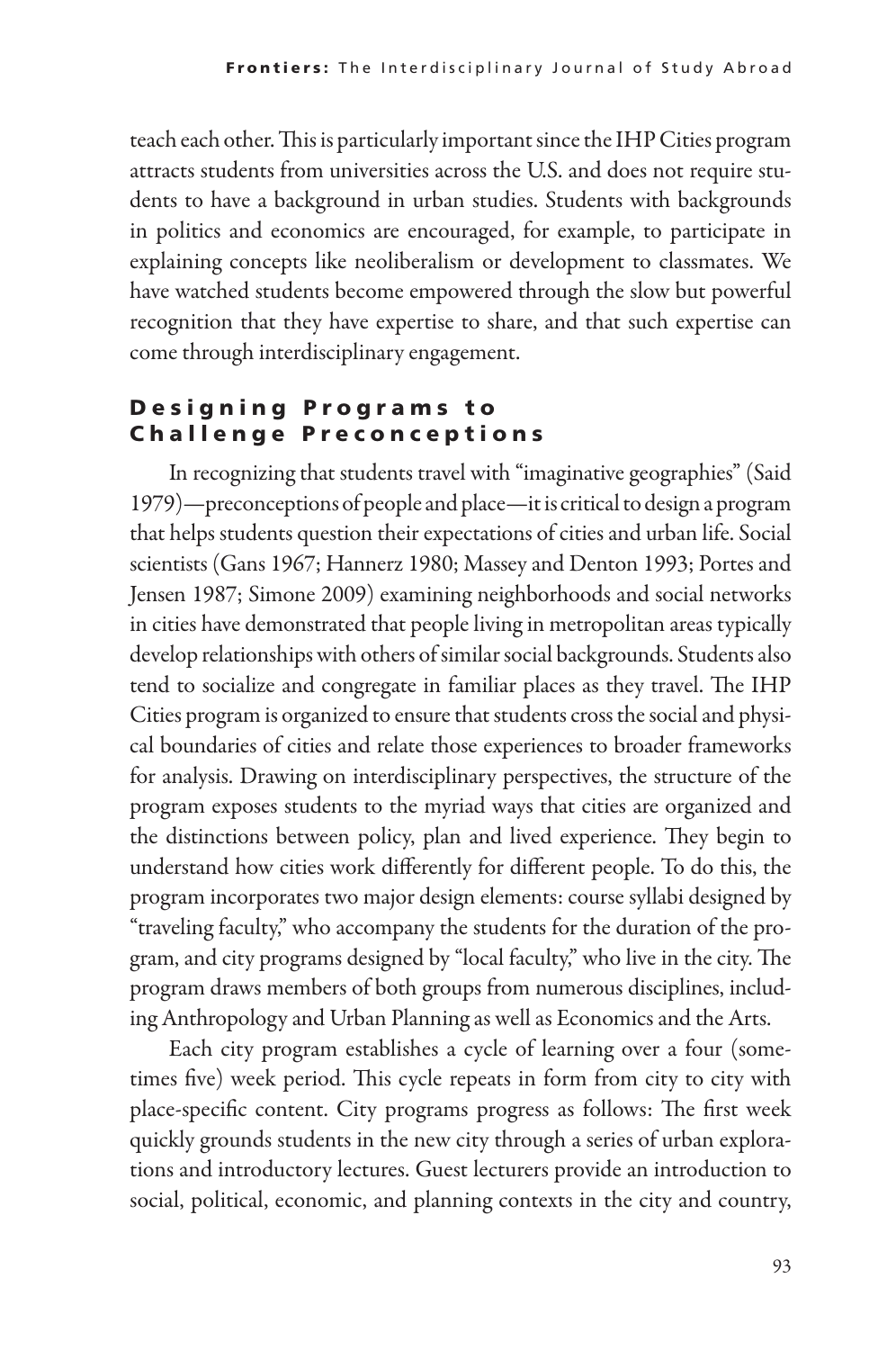teach each other. This is particularly important since the IHP Cities program attracts students from universities across the U.S. and does not require students to have a background in urban studies. Students with backgrounds in politics and economics are encouraged, for example, to participate in explaining concepts like neoliberalism or development to classmates. We have watched students become empowered through the slow but powerful recognition that they have expertise to share, and that such expertise can come through interdisciplinary engagement.

## Designing Programs to Challenge Preconceptions

In recognizing that students travel with "imaginative geographies" (Said 1979)—preconceptions of people and place—it is critical to design a program that helps students question their expectations of cities and urban life. Social scientists (Gans 1967; Hannerz 1980; Massey and Denton 1993; Portes and Jensen 1987; Simone 2009) examining neighborhoods and social networks in cities have demonstrated that people living in metropolitan areas typically develop relationships with others of similar social backgrounds. Students also tend to socialize and congregate in familiar places as they travel. The IHP Cities program is organized to ensure that students cross the social and physical boundaries of cities and relate those experiences to broader frameworks for analysis. Drawing on interdisciplinary perspectives, the structure of the program exposes students to the myriad ways that cities are organized and the distinctions between policy, plan and lived experience. They begin to understand how cities work differently for different people. To do this, the program incorporates two major design elements: course syllabi designed by "traveling faculty," who accompany the students for the duration of the program, and city programs designed by "local faculty," who live in the city. The program draws members of both groups from numerous disciplines, including Anthropology and Urban Planning as well as Economics and the Arts.

Each city program establishes a cycle of learning over a four (sometimes five) week period. This cycle repeats in form from city to city with place-specific content. City programs progress as follows: The first week quickly grounds students in the new city through a series of urban explorations and introductory lectures. Guest lecturers provide an introduction to social, political, economic, and planning contexts in the city and country,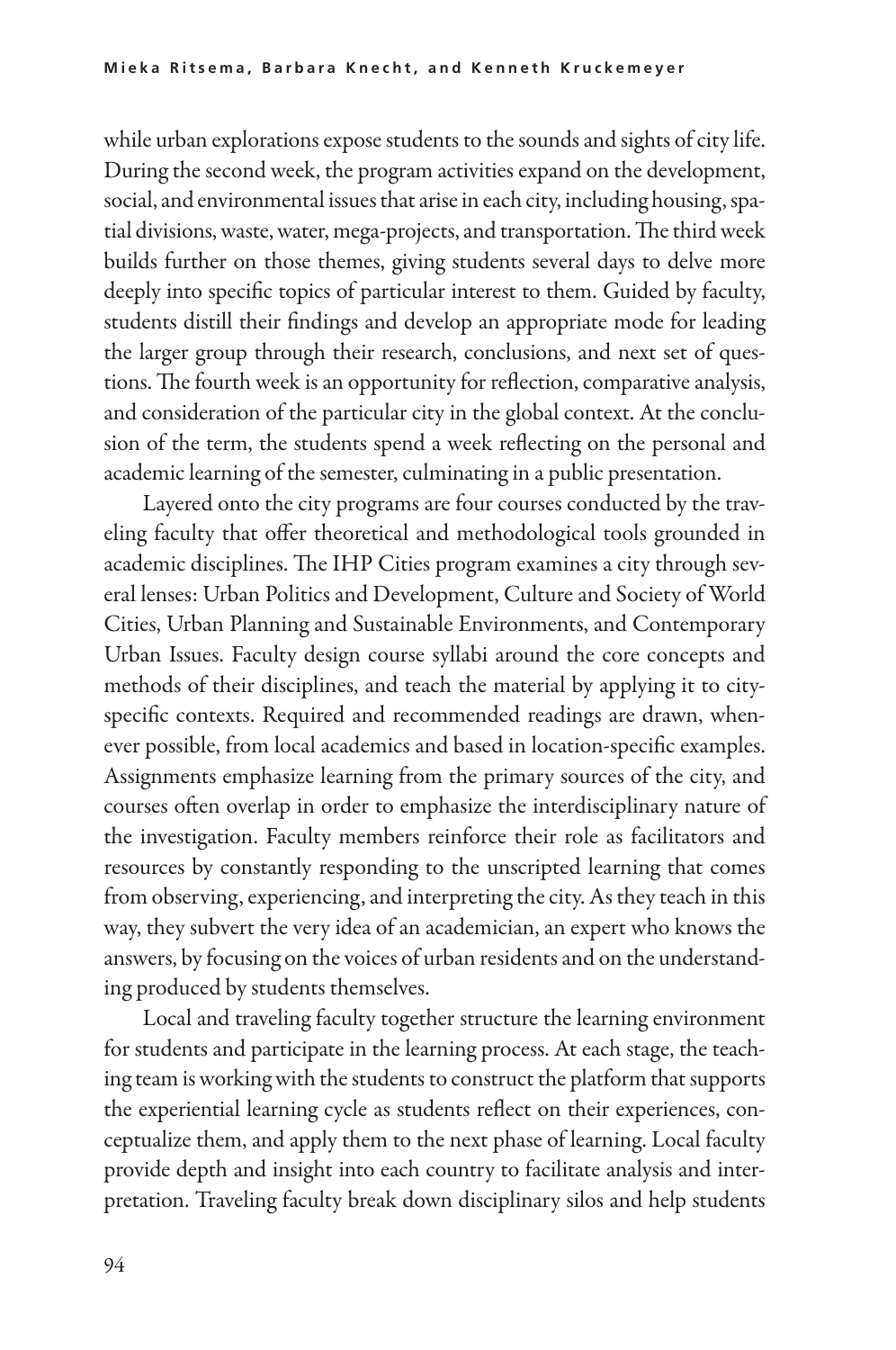while urban explorations expose students to the sounds and sights of city life. During the second week, the program activities expand on the development, social, and environmental issues that arise in each city, including housing, spatial divisions, waste, water, mega-projects, and transportation. The third week builds further on those themes, giving students several days to delve more deeply into specific topics of particular interest to them. Guided by faculty, students distill their findings and develop an appropriate mode for leading the larger group through their research, conclusions, and next set of questions. The fourth week is an opportunity for reflection, comparative analysis, and consideration of the particular city in the global context. At the conclusion of the term, the students spend a week reflecting on the personal and academic learning of the semester, culminating in a public presentation.

Layered onto the city programs are four courses conducted by the traveling faculty that offer theoretical and methodological tools grounded in academic disciplines. The IHP Cities program examines a city through several lenses: Urban Politics and Development, Culture and Society of World Cities, Urban Planning and Sustainable Environments, and Contemporary Urban Issues. Faculty design course syllabi around the core concepts and methods of their disciplines, and teach the material by applying it to city-specific contexts. Required and recommended readings are drawn, whenever possible, from local academics and based in location-specific examples. Assignments emphasize learning from the primary sources of the city, and courses often overlap in order to emphasize the interdisciplinary nature of the investigation. Faculty members reinforce their role as facilitators and resources by constantly responding to the unscripted learning that comes from observing, experiencing, and interpreting the city. As they teach in this way, they subvert the very idea of an academician, an expert who knows the answers, by focusing on the voices of urban residents and on the understanding produced by students themselves.

Local and traveling faculty together structure the learning environment for students and participate in the learning process. At each stage, the teaching team is working with the students to construct the platform that supports the experiential learning cycle as students reflect on their experiences, conceptualize them, and apply them to the next phase of learning. Local faculty provide depth and insight into each country to facilitate analysis and interpretation. Traveling faculty break down disciplinary silos and help students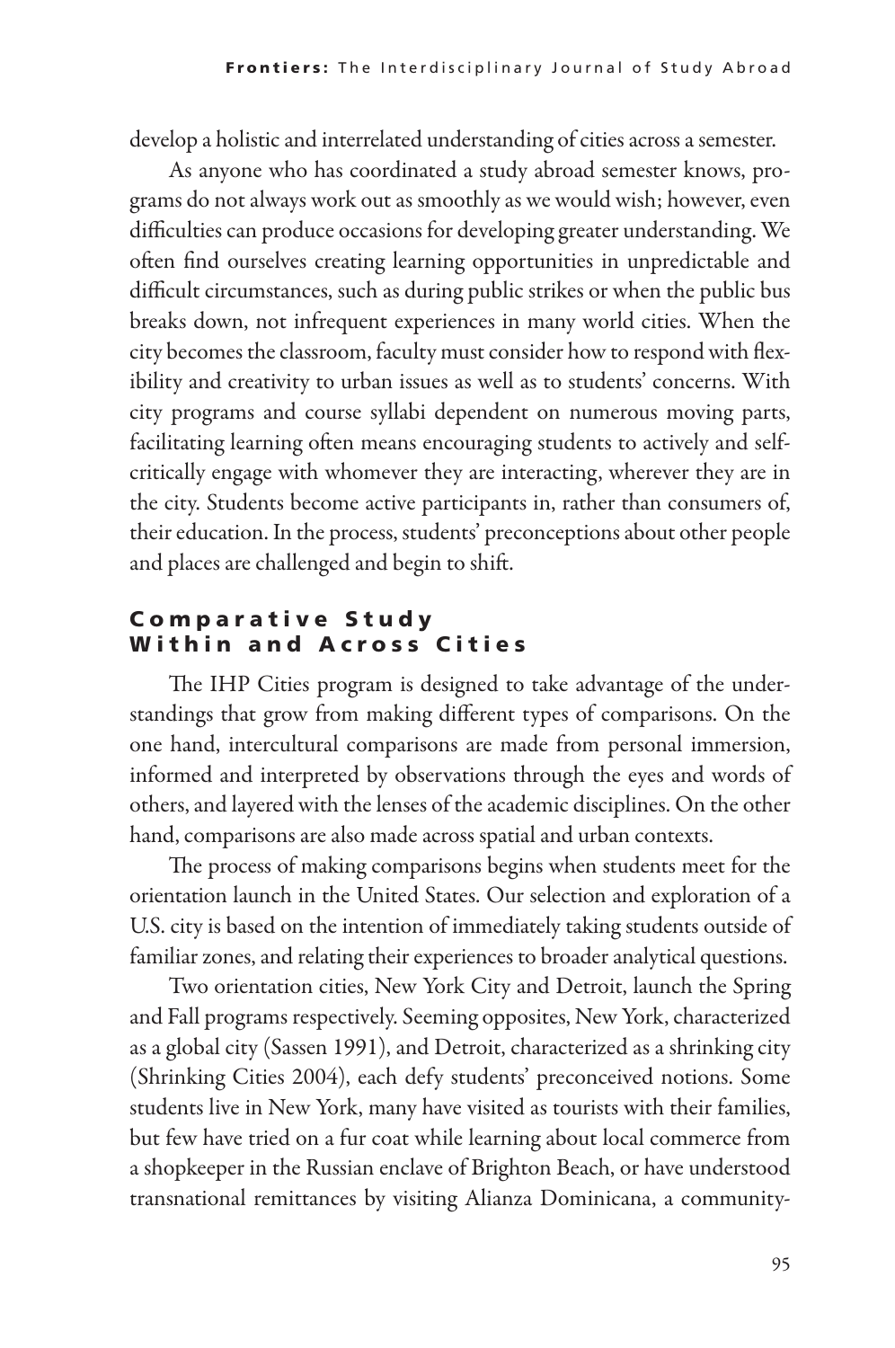develop a holistic and interrelated understanding of cities across a semester.

As anyone who has coordinated a study abroad semester knows, programs do not always work out as smoothly as we would wish; however, even difficulties can produce occasions for developing greater understanding. We often find ourselves creating learning opportunities in unpredictable and difficult circumstances, such as during public strikes or when the public bus breaks down, not infrequent experiences in many world cities. When the city becomes the classroom, faculty must consider how to respond with flexibility and creativity to urban issues as well as to students' concerns. With city programs and course syllabi dependent on numerous moving parts, facilitating learning often means encouraging students to actively and self-critically engage with whomever they are interacting, wherever they are in the city. Students become active participants in, rather than consumers of, their education. In the process, students' preconceptions about other people and places are challenged and begin to shift.

## Comparative Study Within and Across Cities

The IHP Cities program is designed to take advantage of the understandings that grow from making different types of comparisons. On the one hand, intercultural comparisons are made from personal immersion, informed and interpreted by observations through the eyes and words of others, and layered with the lenses of the academic disciplines. On the other hand, comparisons are also made across spatial and urban contexts.

The process of making comparisons begins when students meet for the orientation launch in the United States. Our selection and exploration of a U.S. city is based on the intention of immediately taking students outside of familiar zones, and relating their experiences to broader analytical questions.

Two orientation cities, New York City and Detroit, launch the Spring and Fall programs respectively. Seeming opposites, New York, characterized as a global city (Sassen 1991), and Detroit, characterized as a shrinking city (Shrinking Cities 2004), each defy students' preconceived notions. Some students live in New York, many have visited as tourists with their families, but few have tried on a fur coat while learning about local commerce from a shopkeeper in the Russian enclave of Brighton Beach, or have understood transnational remittances by visiting Alianza Dominicana, a community-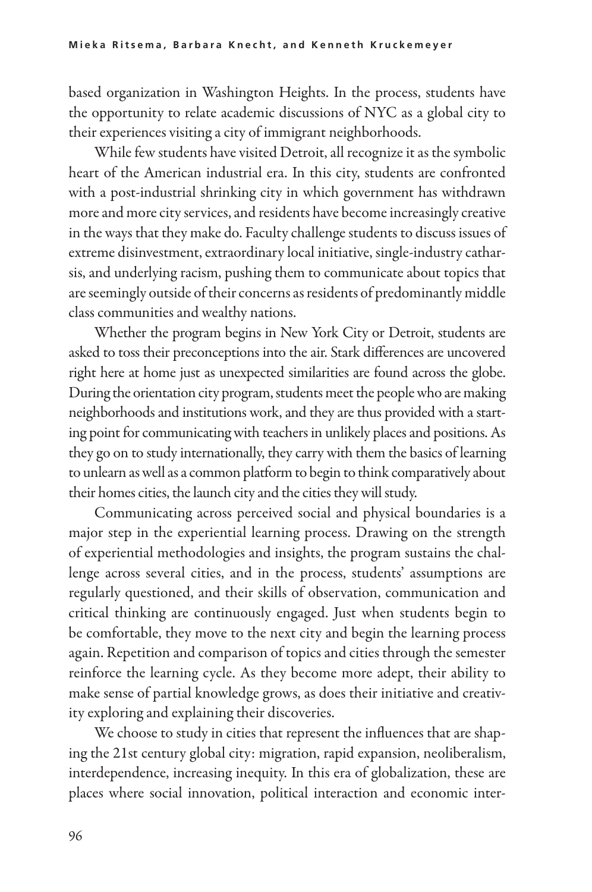based organization in Washington Heights. In the process, students have the opportunity to relate academic discussions of NYC as a global city to their experiences visiting a city of immigrant neighborhoods.

While few students have visited Detroit, all recognize it as the symbolic heart of the American industrial era. In this city, students are confronted with a post-industrial shrinking city in which government has withdrawn more and more city services, and residents have become increasingly creative in the ways that they make do. Faculty challenge students to discuss issues of extreme disinvestment, extraordinary local initiative, single-industry catharsis, and underlying racism, pushing them to communicate about topics that are seemingly outside of their concerns as residents of predominantly middle class communities and wealthy nations.

Whether the program begins in New York City or Detroit, students are asked to toss their preconceptions into the air. Stark differences are uncovered right here at home just as unexpected similarities are found across the globe. During the orientation city program, students meet the people who are making neighborhoods and institutions work, and they are thus provided with a starting point for communicating with teachers in unlikely places and positions. As they go on to study internationally, they carry with them the basics of learning to unlearn as well as a common platform to begin to think comparatively about their homes cities, the launch city and the cities they will study.

Communicating across perceived social and physical boundaries is a major step in the experiential learning process. Drawing on the strength of experiential methodologies and insights, the program sustains the challenge across several cities, and in the process, students' assumptions are regularly questioned, and their skills of observation, communication and critical thinking are continuously engaged. Just when students begin to be comfortable, they move to the next city and begin the learning process again. Repetition and comparison of topics and cities through the semester reinforce the learning cycle. As they become more adept, their ability to make sense of partial knowledge grows, as does their initiative and creativity exploring and explaining their discoveries.

We choose to study in cities that represent the influences that are shaping the 21st century global city: migration, rapid expansion, neoliberalism, interdependence, increasing inequity. In this era of globalization, these are places where social innovation, political interaction and economic inter-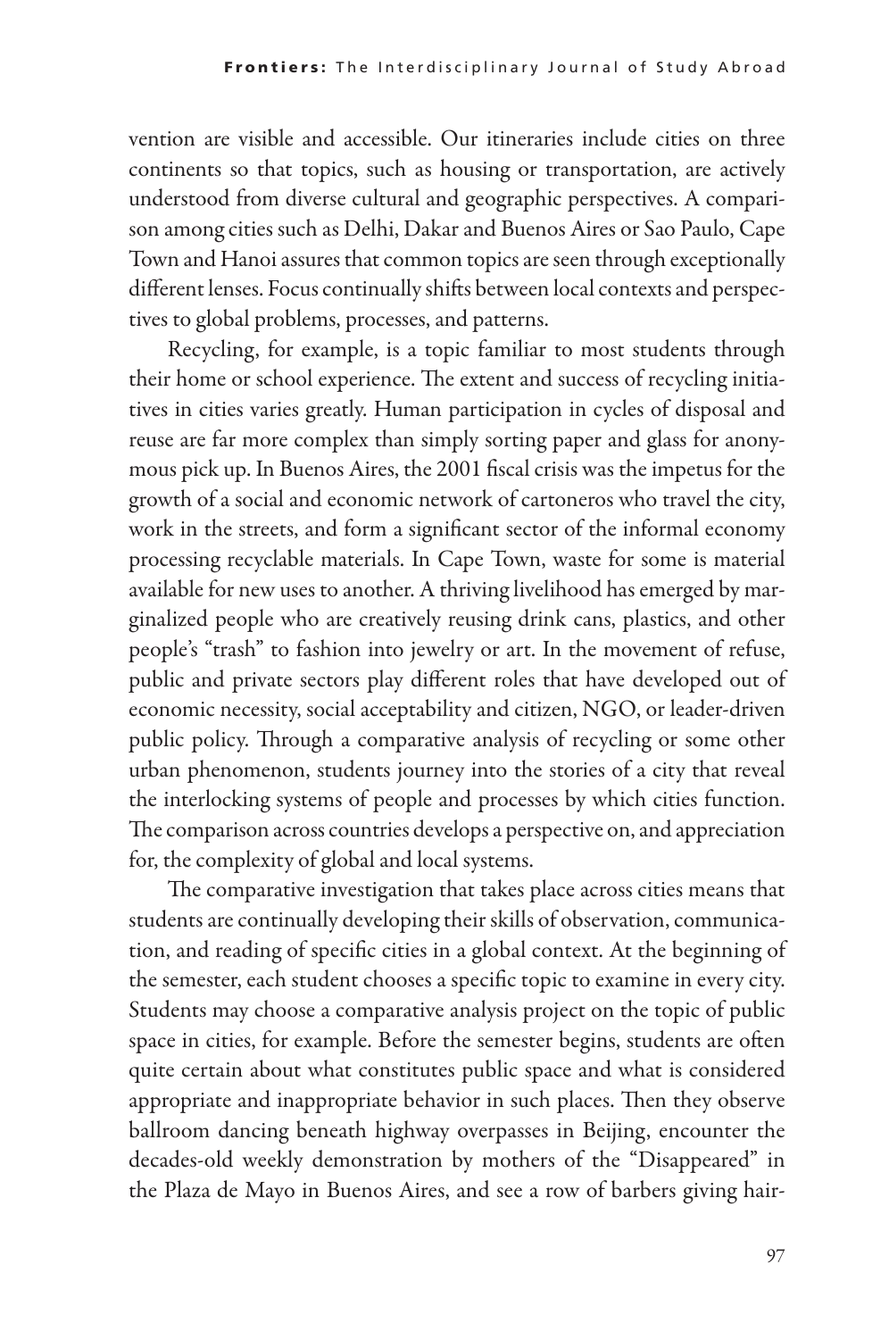vention are visible and accessible. Our itineraries include cities on three continents so that topics, such as housing or transportation, are actively understood from diverse cultural and geographic perspectives. A comparison among cities such as Delhi, Dakar and Buenos Aires or Sao Paulo, Cape Town and Hanoi assures that common topics are seen through exceptionally different lenses. Focus continually shifts between local contexts and perspectives to global problems, processes, and patterns.

Recycling, for example, is a topic familiar to most students through their home or school experience. The extent and success of recycling initiatives in cities varies greatly. Human participation in cycles of disposal and reuse are far more complex than simply sorting paper and glass for anonymous pick up. In Buenos Aires, the 2001 fiscal crisis was the impetus for the growth of a social and economic network of cartoneros who travel the city, work in the streets, and form a significant sector of the informal economy processing recyclable materials. In Cape Town, waste for some is material available for new uses to another. A thriving livelihood has emerged by marginalized people who are creatively reusing drink cans, plastics, and other people's "trash" to fashion into jewelry or art. In the movement of refuse, public and private sectors play different roles that have developed out of economic necessity, social acceptability and citizen, NGO, or leader-driven public policy. Through a comparative analysis of recycling or some other urban phenomenon, students journey into the stories of a city that reveal the interlocking systems of people and processes by which cities function. The comparison across countries develops a perspective on, and appreciation for, the complexity of global and local systems.

The comparative investigation that takes place across cities means that students are continually developing their skills of observation, communication, and reading of specific cities in a global context. At the beginning of the semester, each student chooses a specific topic to examine in every city. Students may choose a comparative analysis project on the topic of public space in cities, for example. Before the semester begins, students are often quite certain about what constitutes public space and what is considered appropriate and inappropriate behavior in such places. Then they observe ballroom dancing beneath highway overpasses in Beijing, encounter the decades-old weekly demonstration by mothers of the "Disappeared" in the Plaza de Mayo in Buenos Aires, and see a row of barbers giving hair-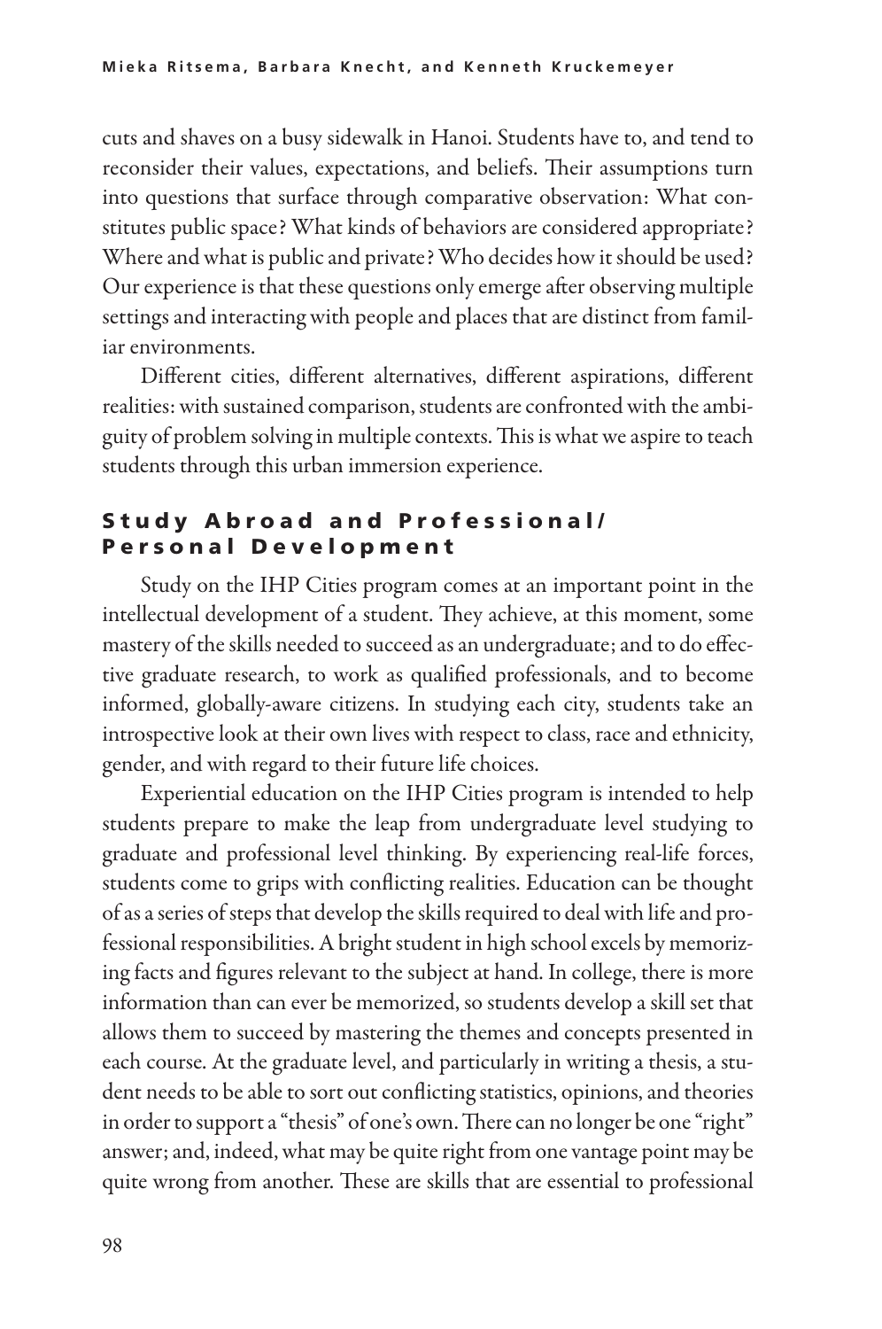cuts and shaves on a busy sidewalk in Hanoi. Students have to, and tend to reconsider their values, expectations, and beliefs. Their assumptions turn into questions that surface through comparative observation: What constitutes public space? What kinds of behaviors are considered appropriate? Where and what is public and private? Who decides how it should be used? Our experience is that these questions only emerge after observing multiple settings and interacting with people and places that are distinct from familiar environments.

Different cities, different alternatives, different aspirations, different realities: with sustained comparison, students are confronted with the ambiguity of problem solving in multiple contexts. This is what we aspire to teach students through this urban immersion experience.

## Study Abroad and Professional/ Personal Development

Study on the IHP Cities program comes at an important point in the intellectual development of a student. They achieve, at this moment, some mastery of the skills needed to succeed as an undergraduate; and to do effective graduate research, to work as qualified professionals, and to become informed, globally-aware citizens. In studying each city, students take an introspective look at their own lives with respect to class, race and ethnicity, gender, and with regard to their future life choices.

Experiential education on the IHP Cities program is intended to help students prepare to make the leap from undergraduate level studying to graduate and professional level thinking. By experiencing real-life forces, students come to grips with conflicting realities. Education can be thought of as a series of steps that develop the skills required to deal with life and professional responsibilities. A bright student in high school excels by memorizing facts and figures relevant to the subject at hand. In college, there is more information than can ever be memorized, so students develop a skill set that allows them to succeed by mastering the themes and concepts presented in each course. At the graduate level, and particularly in writing a thesis, a student needs to be able to sort out conflicting statistics, opinions, and theories in order to support a "thesis" of one's own. There can no longer be one "right" answer; and, indeed, what may be quite right from one vantage point may be quite wrong from another. These are skills that are essential to professional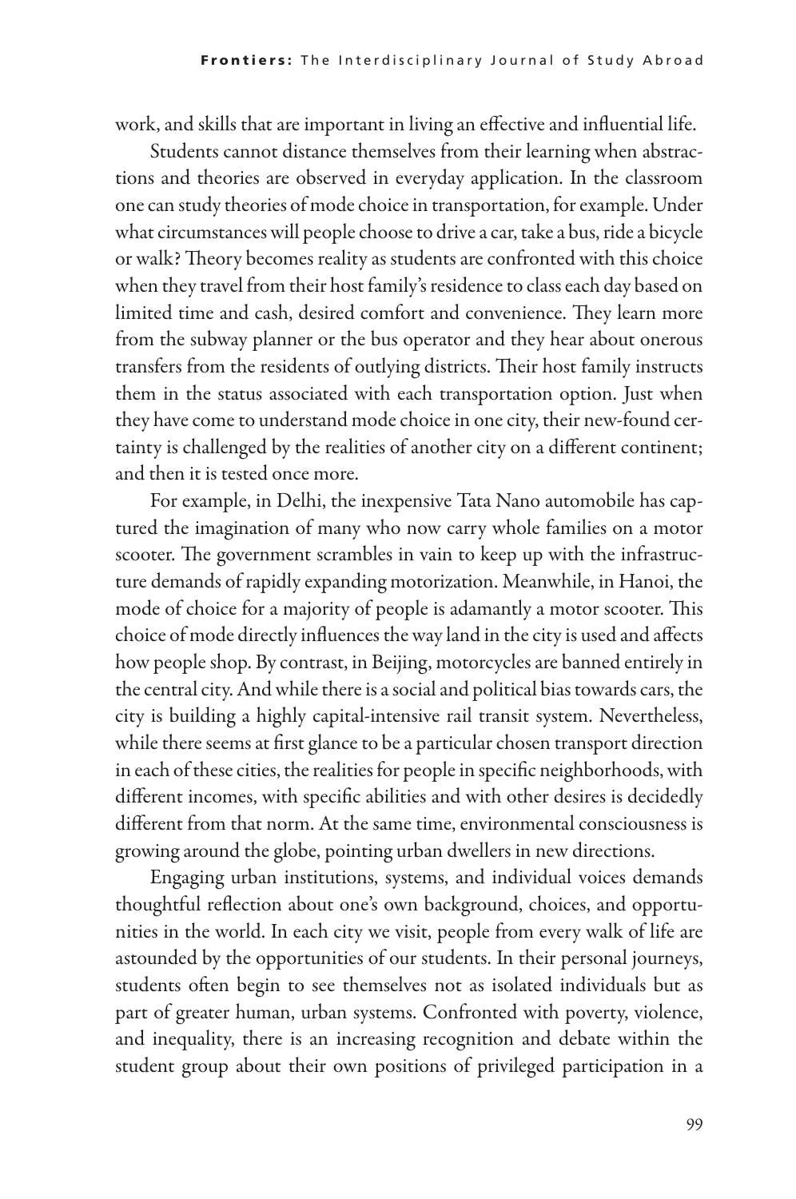work, and skills that are important in living an effective and influential life.

Students cannot distance themselves from their learning when abstractions and theories are observed in everyday application. In the classroom one can study theories of mode choice in transportation, for example. Under what circumstances will people choose to drive a car, take a bus, ride a bicycle or walk? Theory becomes reality as students are confronted with this choice when they travel from their host family's residence to class each day based on limited time and cash, desired comfort and convenience. They learn more from the subway planner or the bus operator and they hear about onerous transfers from the residents of outlying districts. Their host family instructs them in the status associated with each transportation option. Just when they have come to understand mode choice in one city, their new-found certainty is challenged by the realities of another city on a different continent; and then it is tested once more.

For example, in Delhi, the inexpensive Tata Nano automobile has captured the imagination of many who now carry whole families on a motor scooter. The government scrambles in vain to keep up with the infrastructure demands of rapidly expanding motorization. Meanwhile, in Hanoi, the mode of choice for a majority of people is adamantly a motor scooter. This choice of mode directly influences the way land in the city is used and affects how people shop. By contrast, in Beijing, motorcycles are banned entirely in the central city. And while there is a social and political bias towards cars, the city is building a highly capital-intensive rail transit system. Nevertheless, while there seems at first glance to be a particular chosen transport direction in each of these cities, the realities for people in specific neighborhoods, with different incomes, with specific abilities and with other desires is decidedly different from that norm. At the same time, environmental consciousness is growing around the globe, pointing urban dwellers in new directions.

Engaging urban institutions, systems, and individual voices demands thoughtful reflection about one's own background, choices, and opportunities in the world. In each city we visit, people from every walk of life are astounded by the opportunities of our students. In their personal journeys, students often begin to see themselves not as isolated individuals but as part of greater human, urban systems. Confronted with poverty, violence, and inequality, there is an increasing recognition and debate within the student group about their own positions of privileged participation in a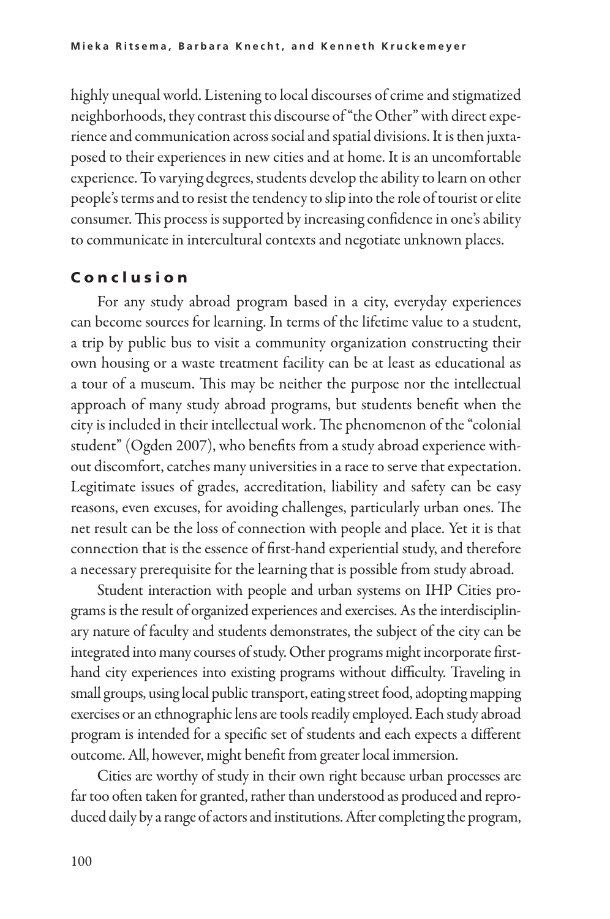highly unequal world. Listening to local discourses of crime and stigmatized neighborhoods, they contrast this discourse of "the Other" with direct experience and communication across social and spatial divisions. It is then juxtaposed to their experiences in new cities and at home. It is an uncomfortable experience. To varying degrees, students develop the ability to learn on other people's terms and to resist the tendency to slip into the role of tourist or elite consumer. This process is supported by increasing confidence in one's ability to communicate in intercultural contexts and negotiate unknown places.

## Conclusion

For any study abroad program based in a city, everyday experiences can become sources for learning. In terms of the lifetime value to a student, a trip by public bus to visit a community organization constructing their own housing or a waste treatment facility can be at least as educational as a tour of a museum. This may be neither the purpose nor the intellectual approach of many study abroad programs, but students benefit when the city is included in their intellectual work. The phenomenon of the "colonial student" (Ogden 2007), who benefits from a study abroad experience without discomfort, catches many universities in a race to serve that expectation. Legitimate issues of grades, accreditation, liability and safety can be easy reasons, even excuses, for avoiding challenges, particularly urban ones. The net result can be the loss of connection with people and place. Yet it is that connection that is the essence of first-hand experiential study, and therefore a necessary prerequisite for the learning that is possible from study abroad.

Student interaction with people and urban systems on IHP Cities programs is the result of organized experiences and exercises. As the interdisciplinary nature of faculty and students demonstrates, the subject of the city can be integrated into many courses of study. Other programs might incorporate first-hand city experiences into existing programs without difficulty. Traveling in small groups, using local public transport, eating street food, adopting mapping exercises or an ethnographic lens are tools readily employed. Each study abroad program is intended for a specific set of students and each expects a different outcome. All, however, might benefit from greater local immersion.

Cities are worthy of study in their own right because urban processes are far too often taken for granted, rather than understood as produced and reproduced daily by a range of actors and institutions. After completing the program,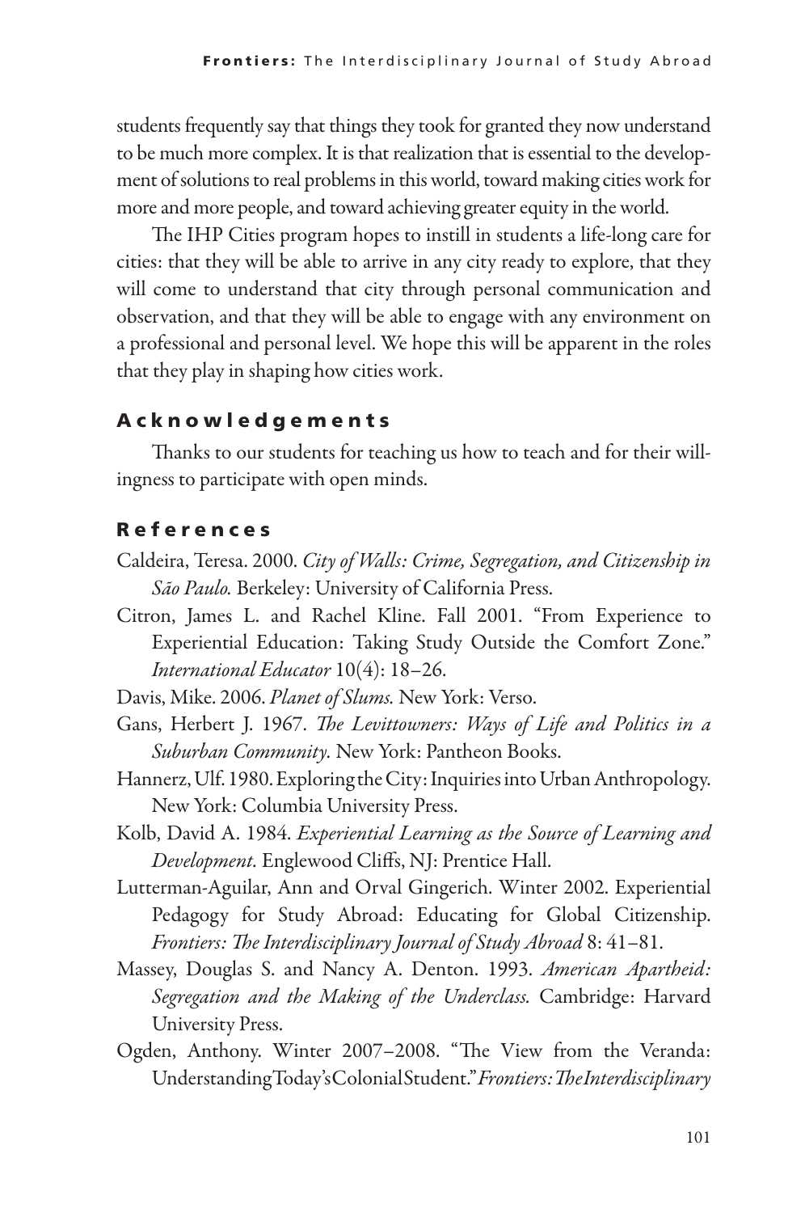students frequently say that things they took for granted they now understand to be much more complex. It is that realization that is essential to the development of solutions to real problems in this world, toward making cities work for more and more people, and toward achieving greater equity in the world.

The IHP Cities program hopes to instill in students a life-long care for cities: that they will be able to arrive in any city ready to explore, that they will come to understand that city through personal communication and observation, and that they will be able to engage with any environment on a professional and personal level. We hope this will be apparent in the roles that they play in shaping how cities work.

## Acknowledgements

Thanks to our students for teaching us how to teach and for their willingness to participate with open minds.

## References

Caldeira, Teresa. 2000. *City of Walls: Crime, Segregation, and Citizenship in São Paulo.* Berkeley: University of California Press.

Citron, James L. and Rachel Kline. Fall 2001. "From Experience to Experiential Education: Taking Study Outside the Comfort Zone." *International Educator* 10(4): 18–26.

Davis, Mike. 2006. *Planet of Slums.* New York: Verso.

Gans, Herbert J. 1967. *The Levittowners: Ways of Life and Politics in a Suburban Community.* New York: Pantheon Books.

Hannerz, Ulf. 1980. Exploring the City: Inquiries into Urban Anthropology. New York: Columbia University Press.

Kolb, David A. 1984. *Experiential Learning as the Source of Learning and Development.* Englewood Cliffs, NJ: Prentice Hall.

Lutterman-Aguilar, Ann and Orval Gingerich. Winter 2002. Experiential Pedagogy for Study Abroad: Educating for Global Citizenship. *Frontiers: The Interdisciplinary Journal of Study Abroad* 8: 41–81.

Massey, Douglas S. and Nancy A. Denton. 1993. *American Apartheid: Segregation and the Making of the Underclass.* Cambridge: Harvard University Press.

Ogden, Anthony. Winter 2007–2008. "The View from the Veranda: Understanding Today's Colonial Student." *Frontiers: The Interdisciplinary*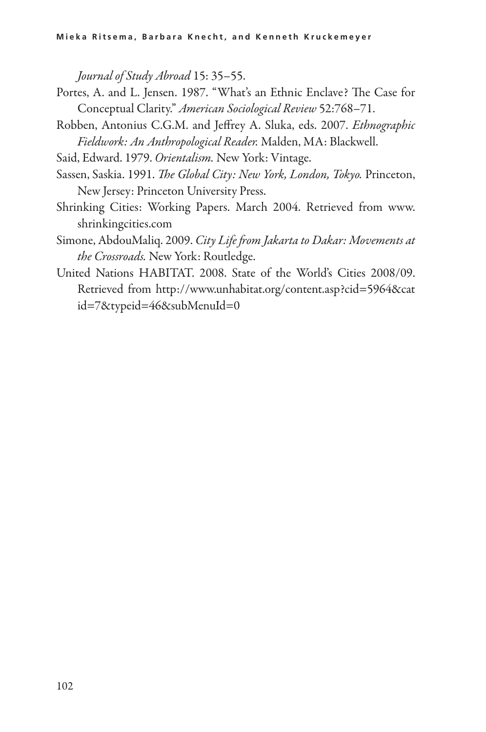*Journal of Study Abroad* 15: 35–55.

Portes, A. and L. Jensen. 1987. "What's an Ethnic Enclave? The Case for Conceptual Clarity." *American Sociological Review* 52:768–71.

Robben, Antonius C.G.M. and Jeffrey A. Sluka, eds. 2007. *Ethnographic Fieldwork: An Anthropological Reader.* Malden, MA: Blackwell.

Said, Edward. 1979. *Orientalism.* New York: Vintage.

Sassen, Saskia. 1991. *The Global City: New York, London, Tokyo.* Princeton, New Jersey: Princeton University Press.

Shrinking Cities: Working Papers. March 2004. Retrieved from www.shrinkingcities.com

Simone, AbdouMaliq. 2009. *City Life from Jakarta to Dakar: Movements at the Crossroads.* New York: Routledge.

United Nations HABITAT. 2008. State of the World's Cities 2008/09. Retrieved from http://www.unhabitat.org/content.asp?cid=5964&catid=7&typeid=46&subMenuId=0